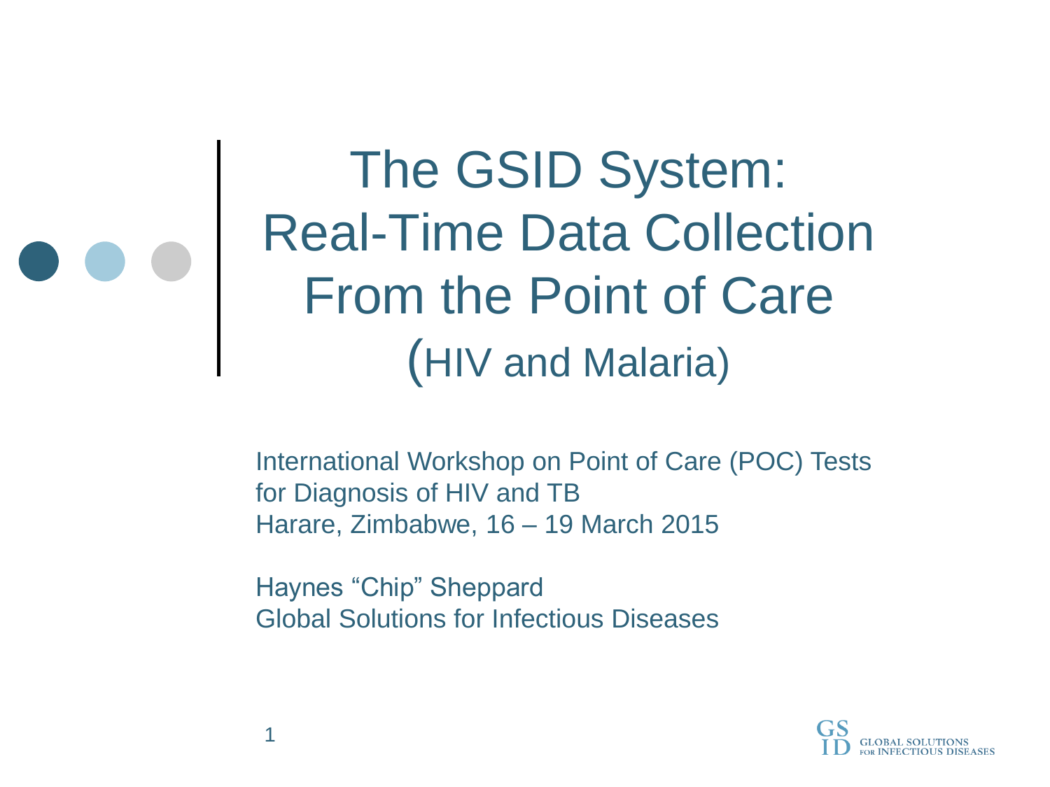# The GSID System: Real-Time Data Collection From the Point of Care (HIV and Malaria)

International Workshop on Point of Care (POC) Tests for Diagnosis of HIV and TB
Harare, Zimbabwe, 16 – 19 March 2015

Haynes “Chip” Sheppard
Global Solutions for Infectious Diseases

GSID GLOBAL SOLUTIONS FOR INFECTIOUS DISEASES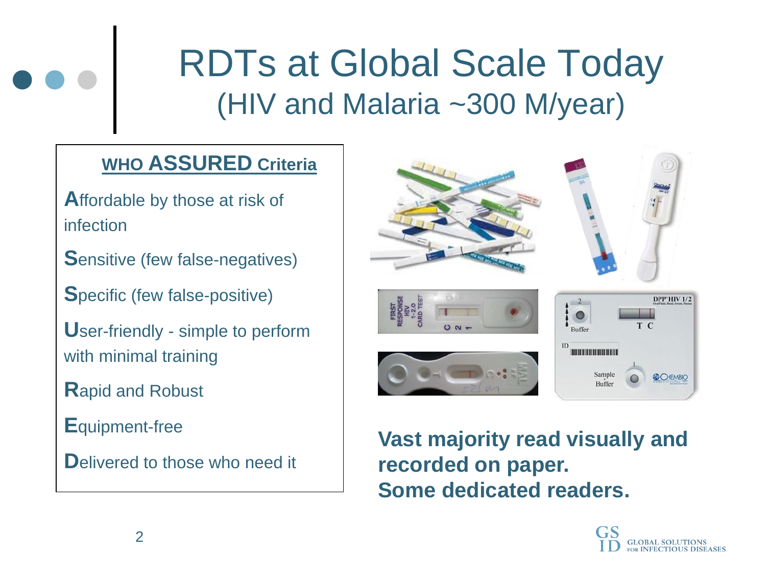# RDTs at Global Scale Today
## (HIV and Malaria ~300 M/year)

**WHO ASSURED Criteria**

**A**ffordable by those at risk of infection

**S**ensitive (few false-negatives)

**S**pecific (few false-positive)

**U**ser-friendly - simple to perform with minimal training

**R**apid and Robust

**E**quipment-free

**D**elivered to those who need it

**Vast majority read visually and recorded on paper.**
**Some dedicated readers.**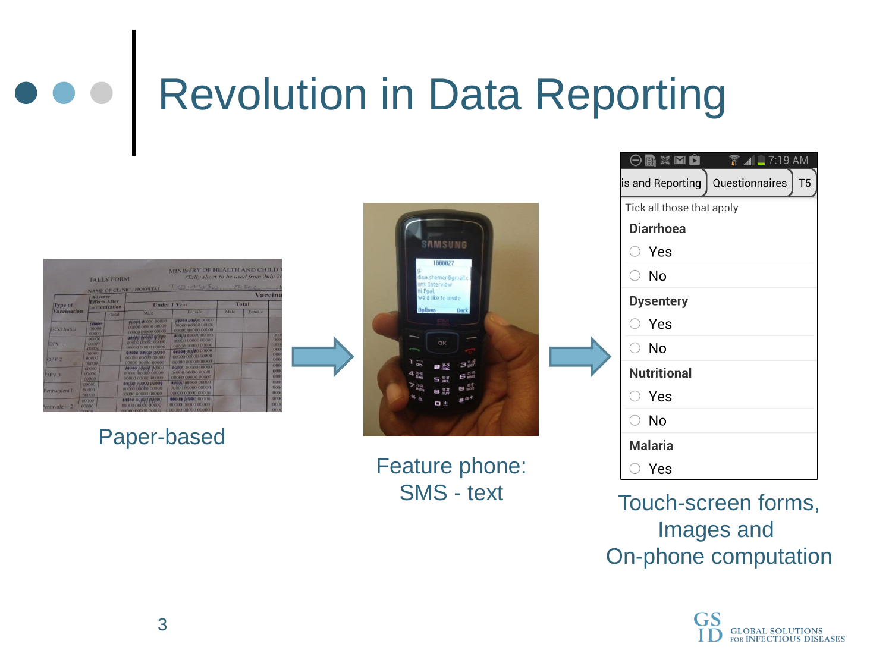# Revolution in Data Reporting

Paper-based

Feature phone:
SMS - text

Touch-screen forms,
Images and
On-phone computation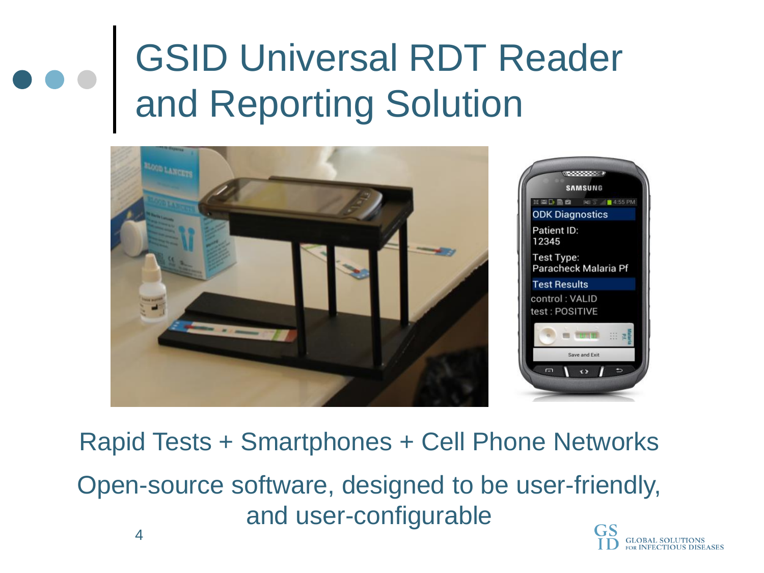# GSID Universal RDT Reader and Reporting Solution

Rapid Tests + Smartphones + Cell Phone Networks

Open-source software, designed to be user-friendly, and user-configurable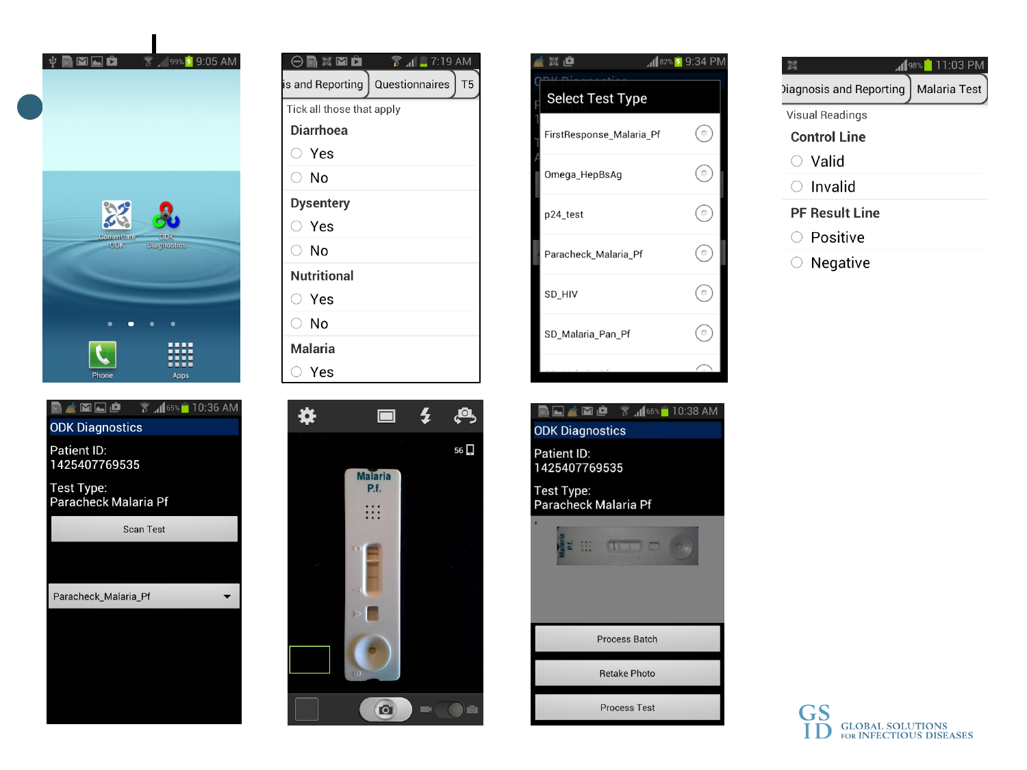CommCare ODK

ODK Diagnostics

Phone

Apps

is and Reporting | Questionnaires | T5

Tick all those that apply

**Diarrhoea**

- Yes
- No

**Dysentery**

- Yes
- No

**Nutritional**

- Yes
- No

**Malaria**

- Yes

**Select Test Type**

- FirstResponse_Malaria_Pf
- Omega_HepBsAg
- p24_test
- Paracheck_Malaria_Pf
- SD_HIV
- SD_Malaria_Pan_Pf

Diagnosis and Reporting | Malaria Test

Visual Readings

**Control Line**

- Valid
- Invalid

**PF Result Line**

- Positive
- Negative

**ODK Diagnostics**

Patient ID:
1425407769535

Test Type:
Paracheck Malaria Pf

Scan Test

Paracheck_Malaria_Pf

Malaria P.f.

**ODK Diagnostics**

Patient ID:
1425407769535

Test Type:
Paracheck Malaria Pf

Process Batch

Retake Photo

Process Test

GS ID GLOBAL SOLUTIONS FOR INFECTIOUS DISEASES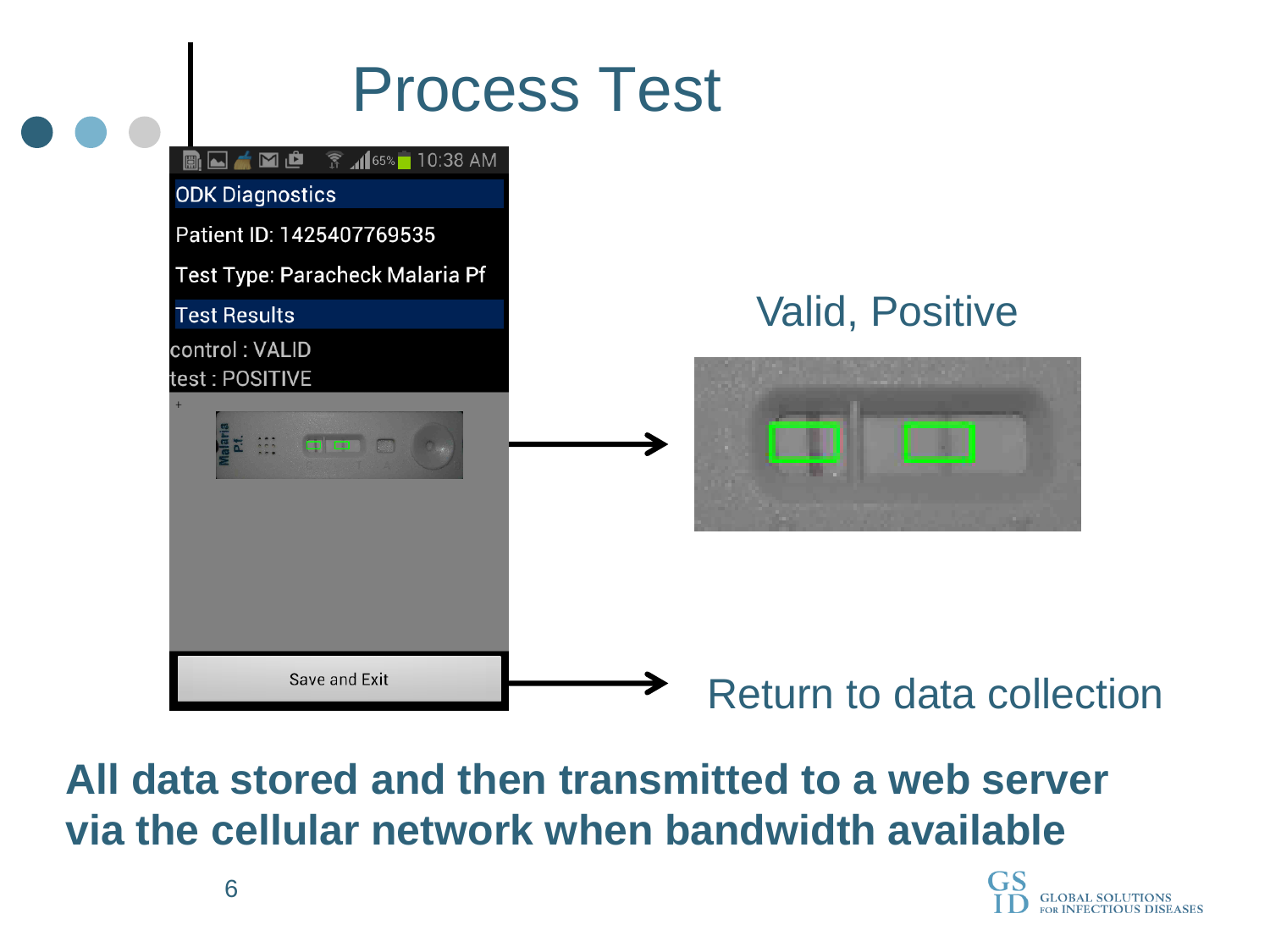# Process Test

ODK Diagnostics

Patient ID: 1425407769535

Test Type: Paracheck Malaria Pf

Test Results

control : VALID

test : POSITIVE

Save and Exit

Valid, Positive

Return to data collection

**All data stored and then transmitted to a web server via the cellular network when bandwidth available**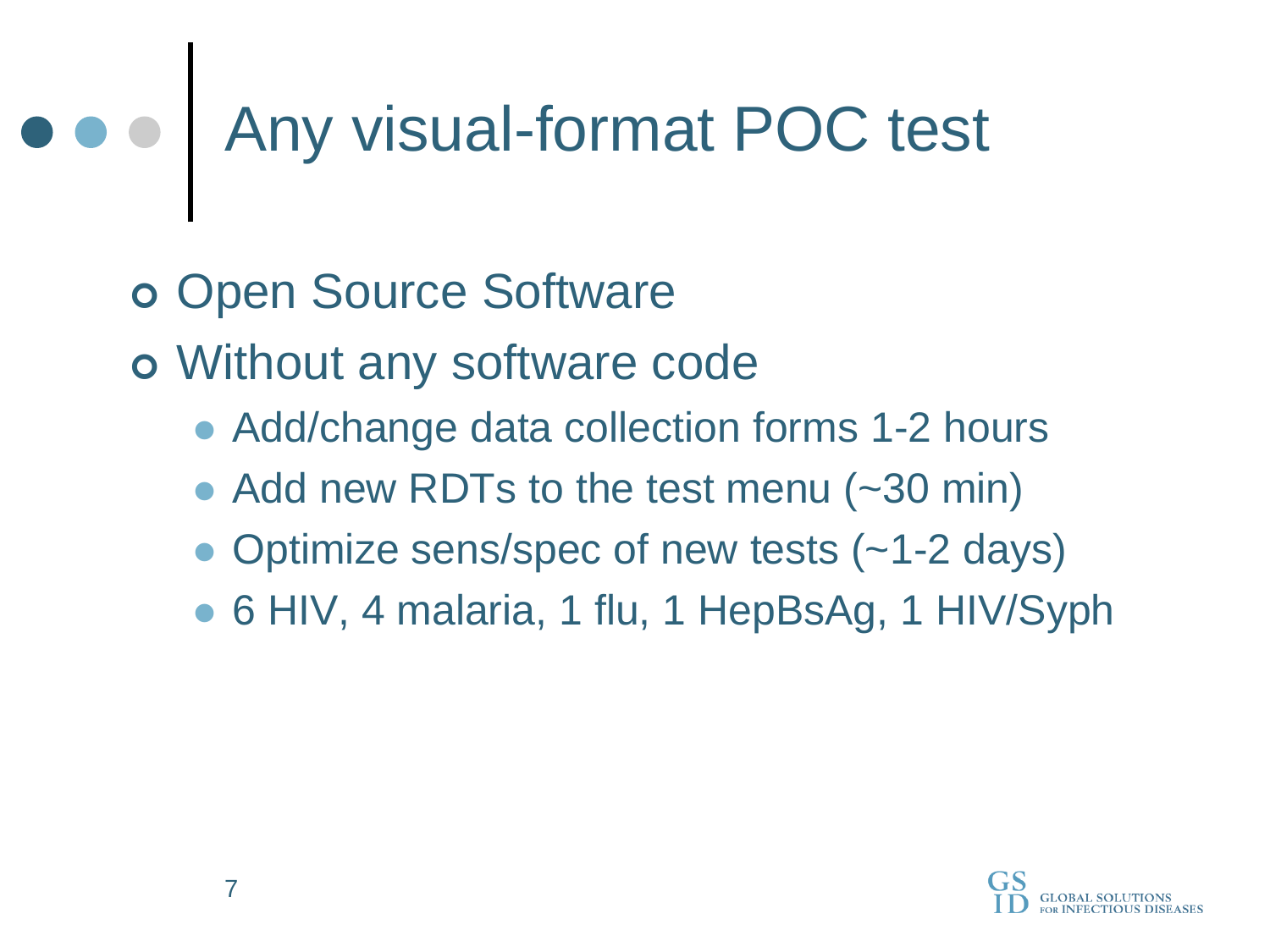# Any visual-format POC test

- Open Source Software
- Without any software code
  - Add/change data collection forms 1-2 hours
  - Add new RDTs to the test menu (~30 min)
  - Optimize sens/spec of new tests (~1-2 days)
  - 6 HIV, 4 malaria, 1 flu, 1 HepBsAg, 1 HIV/Syph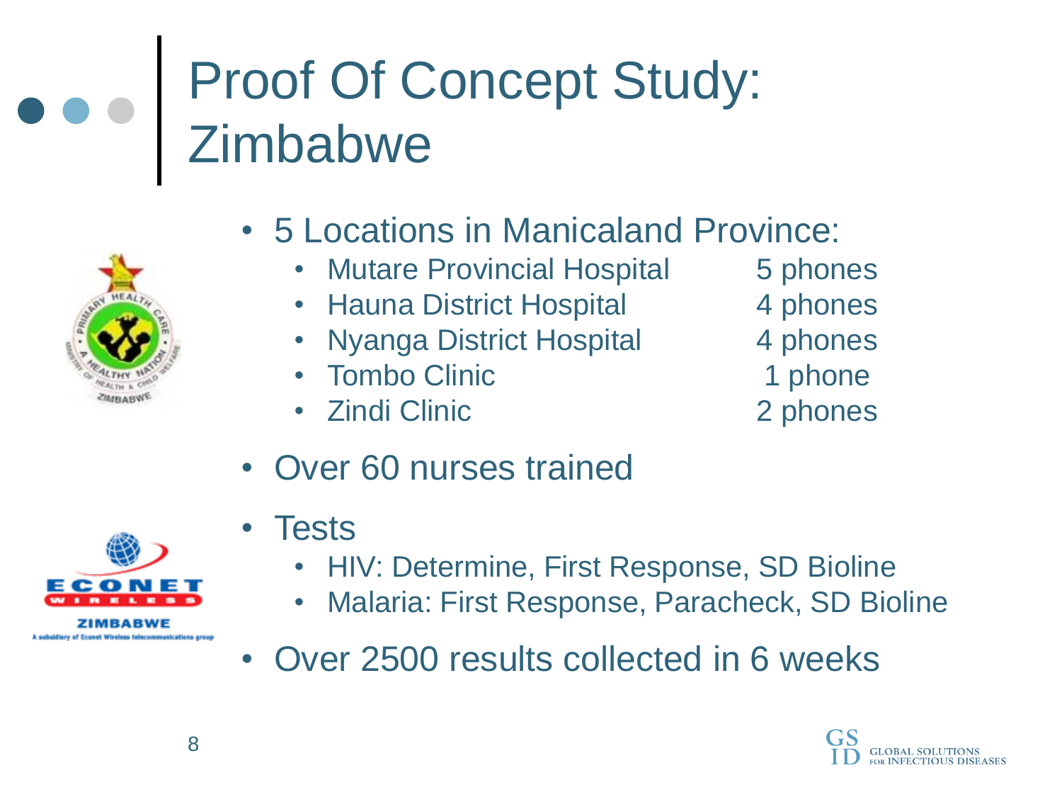# Proof Of Concept Study: Zimbabwe

- 5 Locations in Manicaland Province:
  - Mutare Provincial Hospital — 5 phones
  - Hauna District Hospital — 4 phones
  - Nyanga District Hospital — 4 phones
  - Tombo Clinic — 1 phone
  - Zindi Clinic — 2 phones
- Over 60 nurses trained
- Tests
  - HIV: Determine, First Response, SD Bioline
  - Malaria: First Response, Paracheck, SD Bioline
- Over 2500 results collected in 6 weeks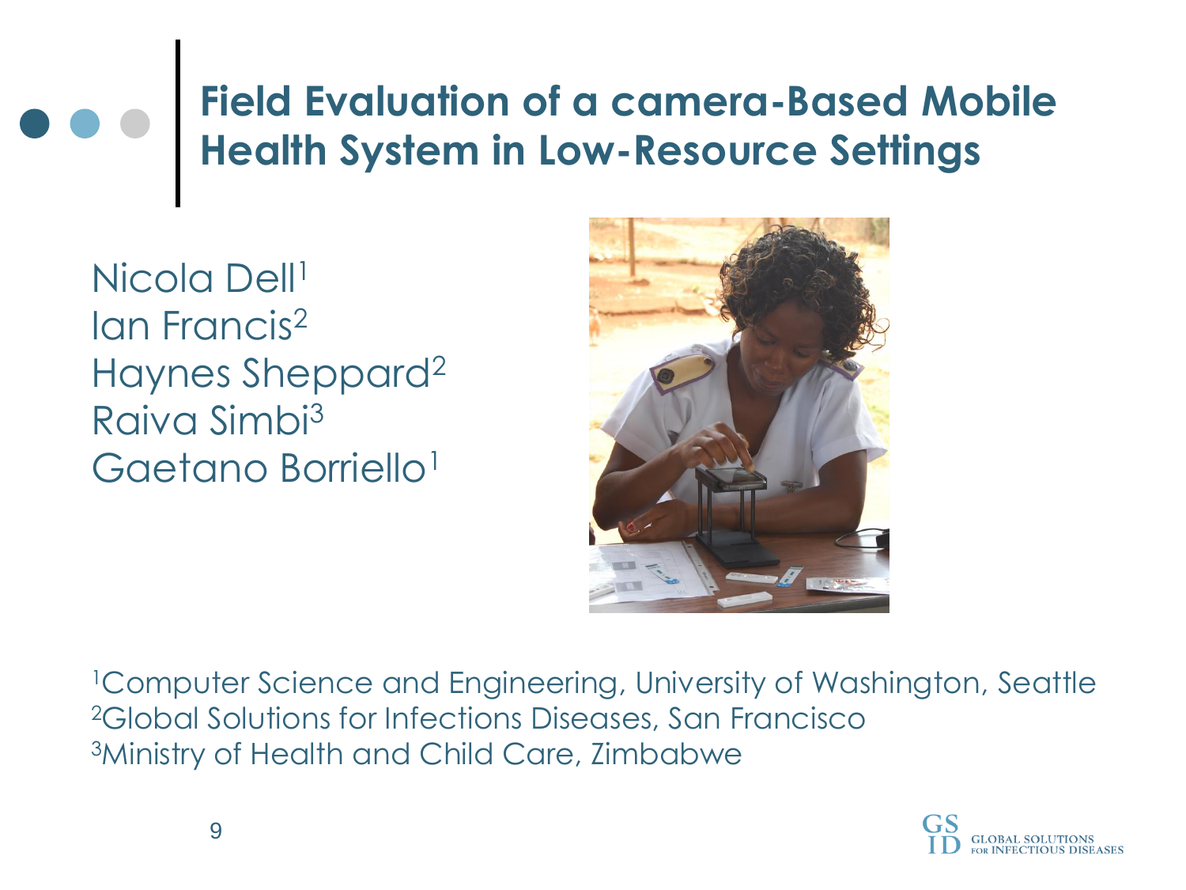# Field Evaluation of a camera-Based Mobile Health System in Low-Resource Settings

Nicola Dell[1]
Ian Francis[2]
Haynes Sheppard[2]
Raiva Simbi[3]
Gaetano Borriello[1]

[1]Computer Science and Engineering, University of Washington, Seattle
[2]Global Solutions for Infections Diseases, San Francisco
[3]Ministry of Health and Child Care, Zimbabwe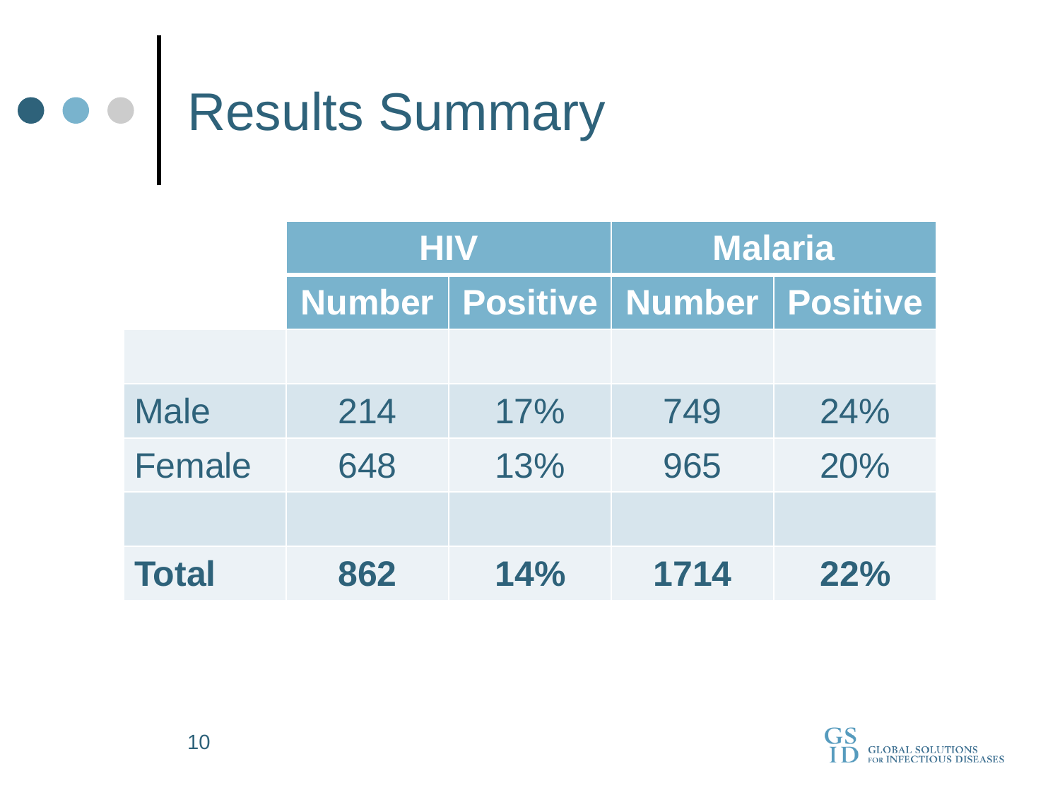# Results Summary

| | HIV | | Malaria | |
|---|---|---|---|---|
| | Number | Positive | Number | Positive |
| | | | | |
| Male | 214 | 17% | 749 | 24% |
| Female | 648 | 13% | 965 | 20% |
| | | | | |
| **Total** | **862** | **14%** | **1714** | **22%** |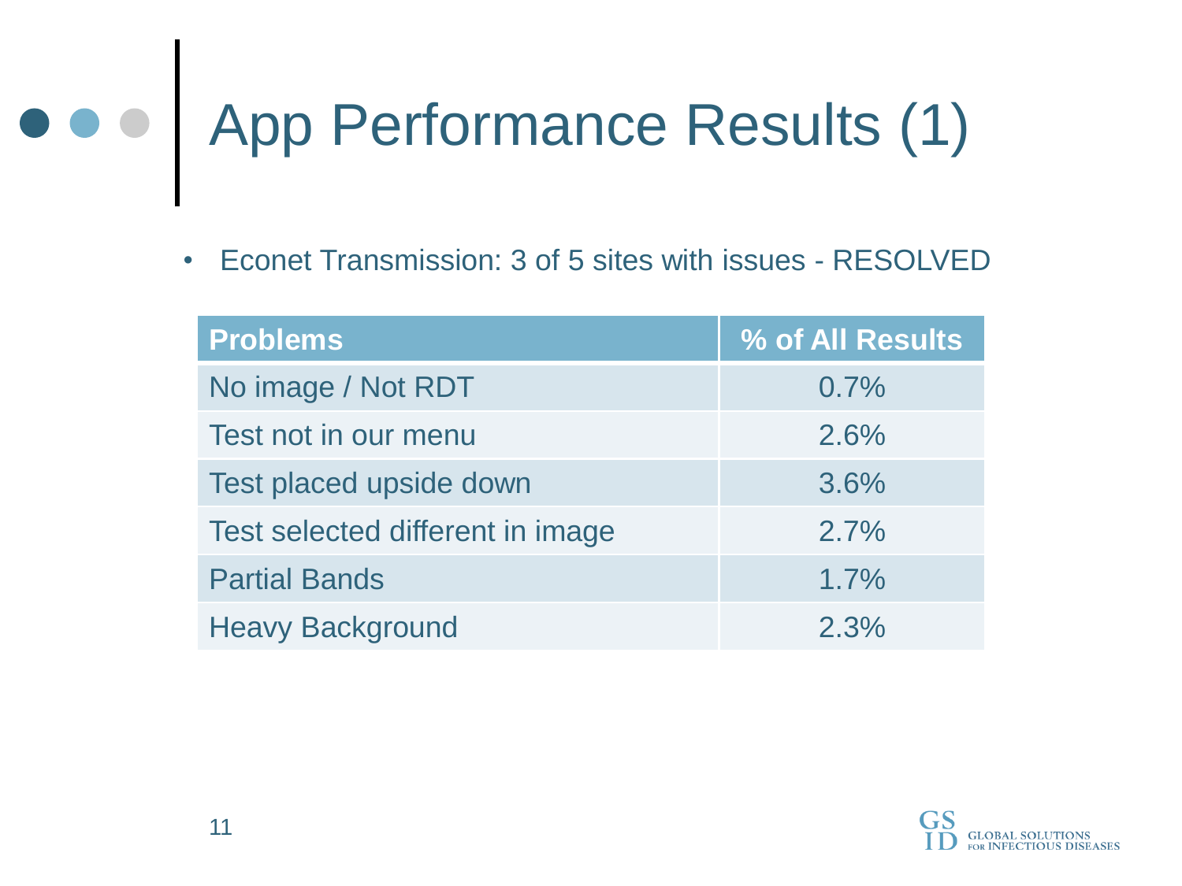# App Performance Results (1)

- Econet Transmission: 3 of 5 sites with issues - RESOLVED

| Problems | % of All Results |
|---|---|
| No image / Not RDT | 0.7% |
| Test not in our menu | 2.6% |
| Test placed upside down | 3.6% |
| Test selected different in image | 2.7% |
| Partial Bands | 1.7% |
| Heavy Background | 2.3% |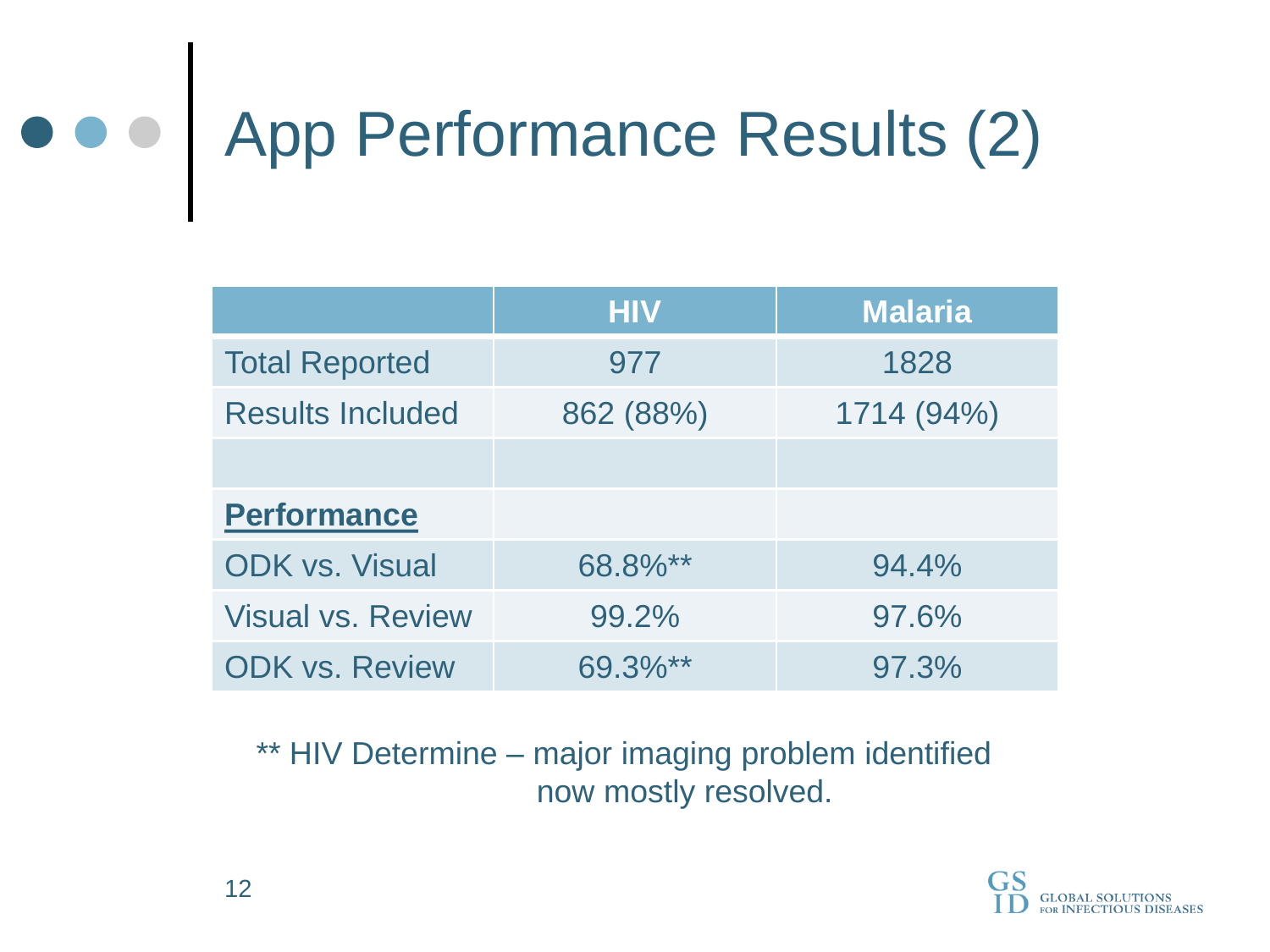# App Performance Results (2)

| | HIV | Malaria |
|---|---|---|
| Total Reported | 977 | 1828 |
| Results Included | 862 (88%) | 1714 (94%) |
| | | |
| **Performance** | | |
| ODK vs. Visual | 68.8%** | 94.4% |
| Visual vs. Review | 99.2% | 97.6% |
| ODK vs. Review | 69.3%** | 97.3% |

** HIV Determine – major imaging problem identified now mostly resolved.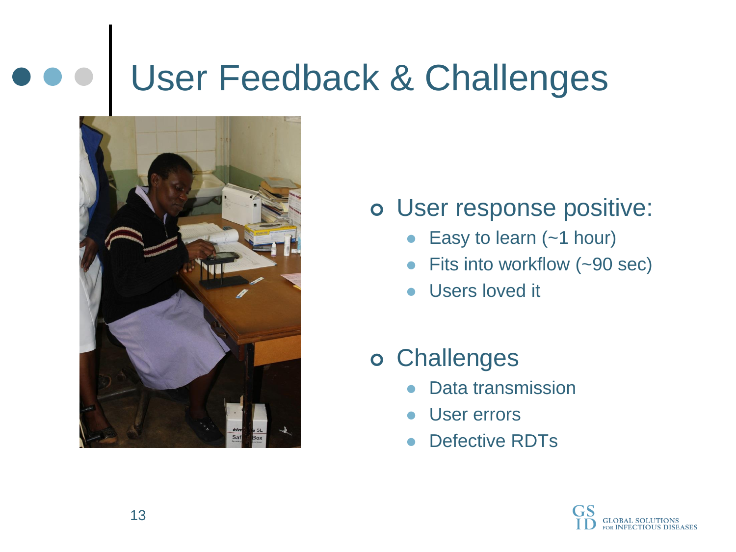# User Feedback & Challenges

- User response positive:
  - Easy to learn (~1 hour)
  - Fits into workflow (~90 sec)
  - Users loved it
- Challenges
  - Data transmission
  - User errors
  - Defective RDTs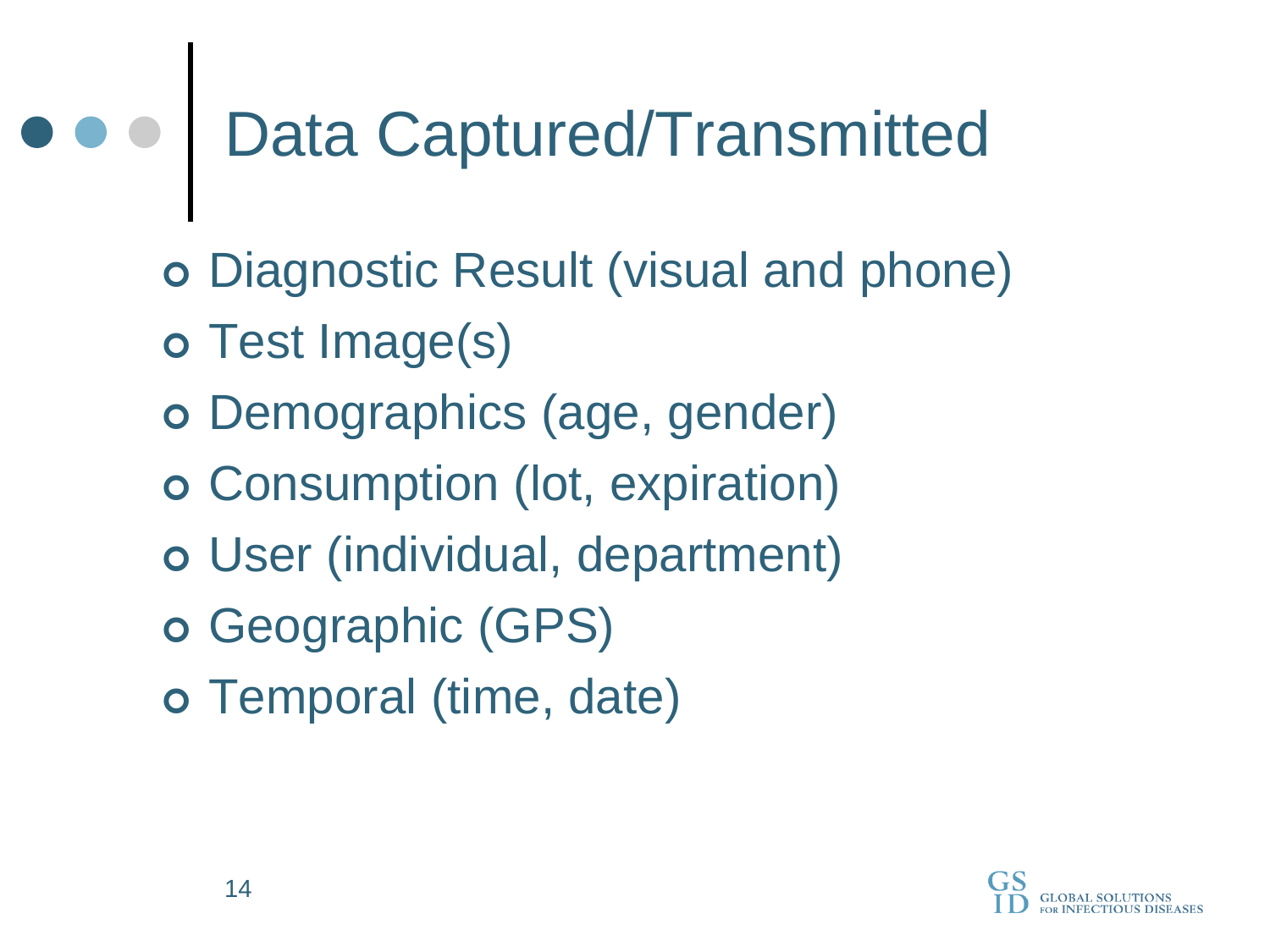# Data Captured/Transmitted

- Diagnostic Result (visual and phone)
- Test Image(s)
- Demographics (age, gender)
- Consumption (lot, expiration)
- User (individual, department)
- Geographic (GPS)
- Temporal (time, date)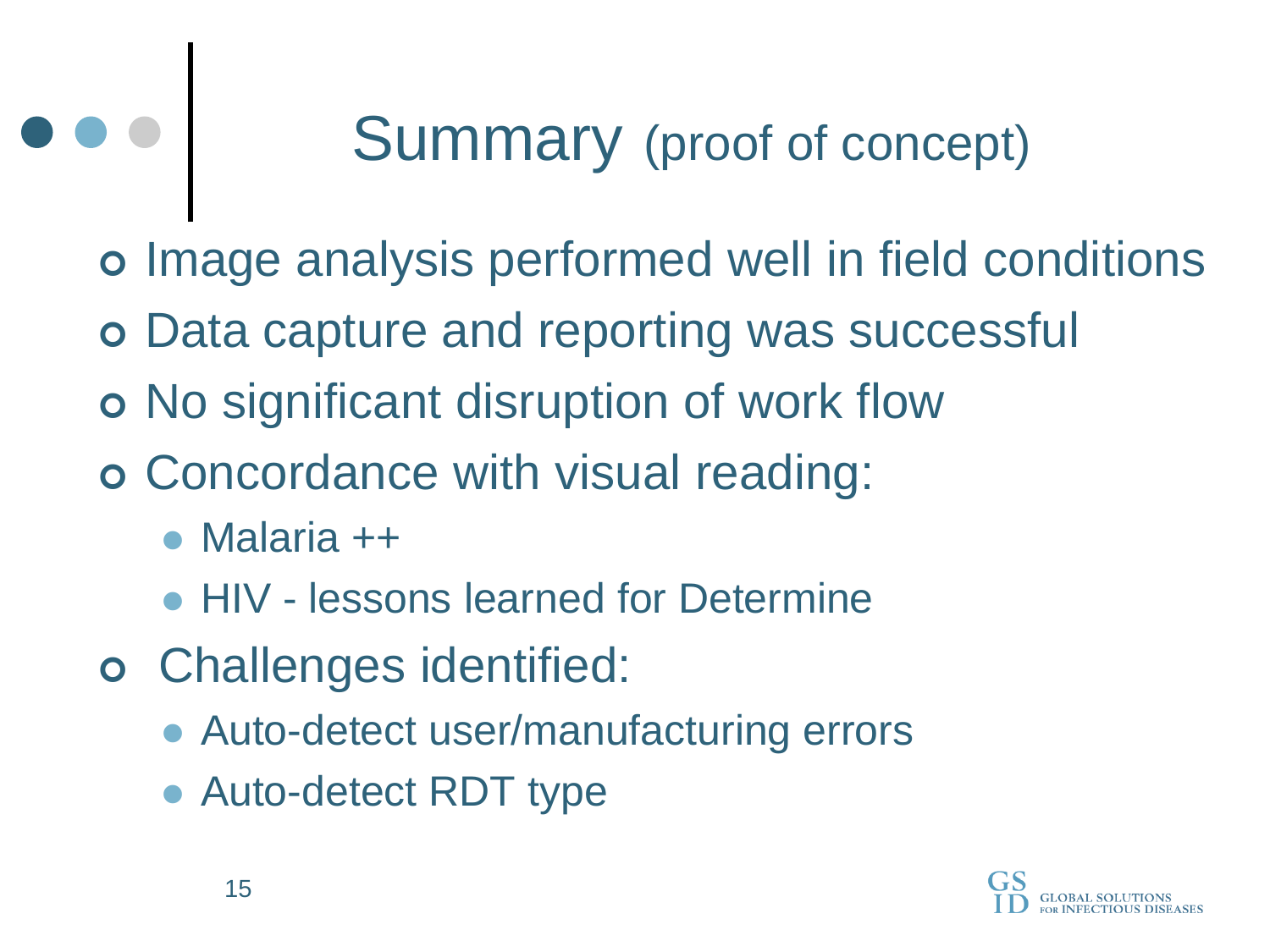# Summary (proof of concept)

- Image analysis performed well in field conditions
- Data capture and reporting was successful
- No significant disruption of work flow
- Concordance with visual reading:
  - Malaria ++
  - HIV - lessons learned for Determine
- Challenges identified:
  - Auto-detect user/manufacturing errors
  - Auto-detect RDT type

GSID GLOBAL SOLUTIONS FOR INFECTIOUS DISEASES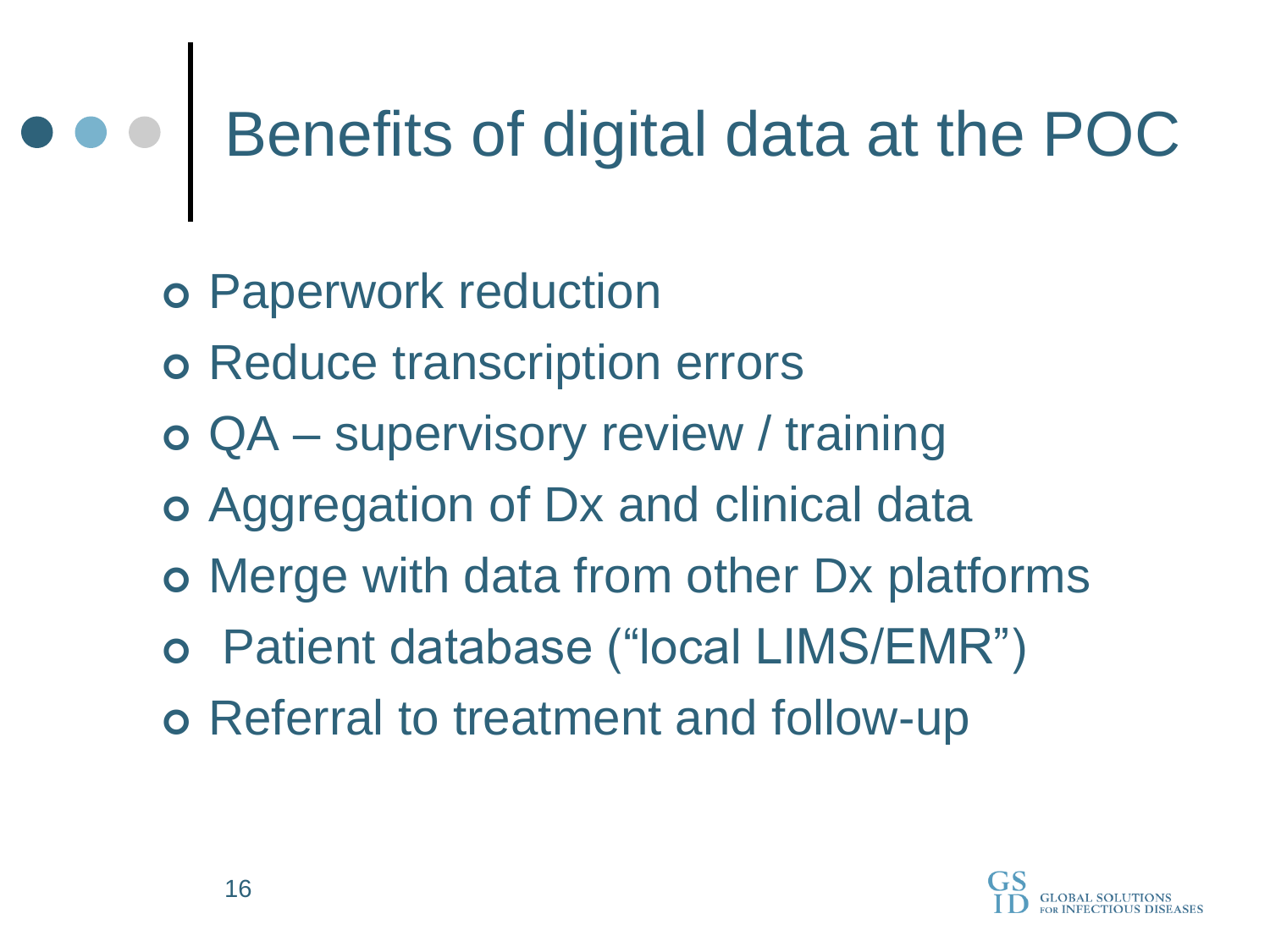# Benefits of digital data at the POC

- Paperwork reduction
- Reduce transcription errors
- QA – supervisory review / training
- Aggregation of Dx and clinical data
- Merge with data from other Dx platforms
- Patient database ("local LIMS/EMR")
- Referral to treatment and follow-up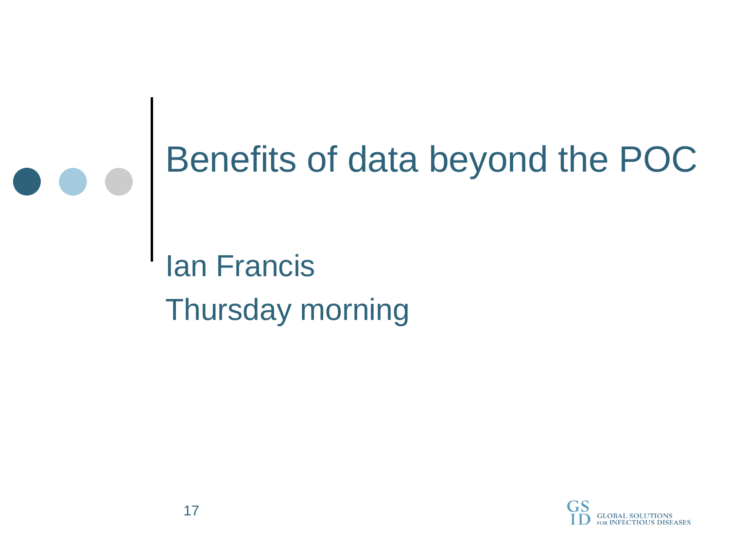# Benefits of data beyond the POC

Ian Francis

Thursday morning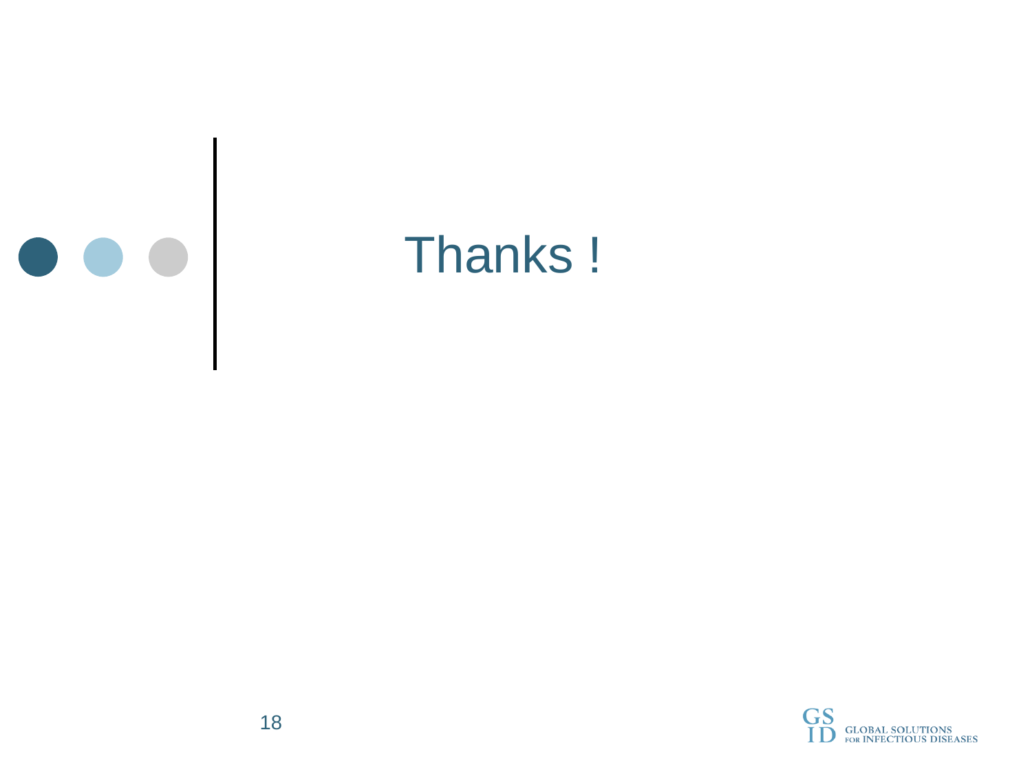# Thanks !